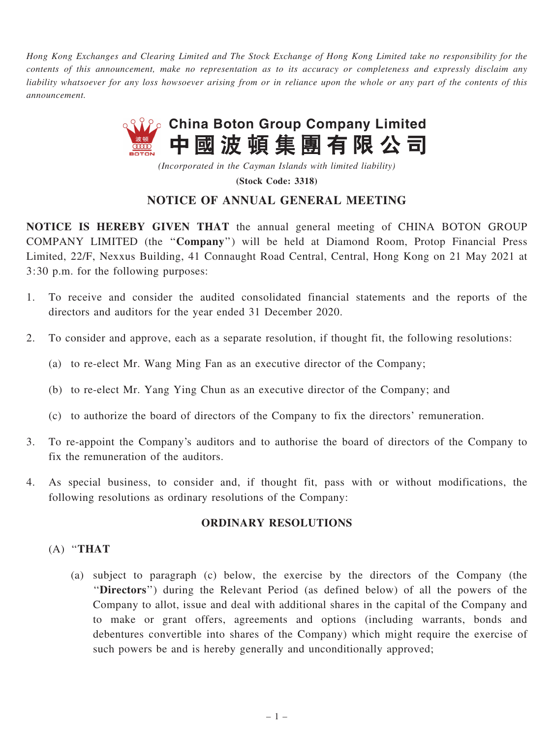*Hong Kong Exchanges and Clearing Limited and The Stock Exchange of Hong Kong Limited take no responsibility for the contents of this announcement, make no representation as to its accuracy or completeness and expressly disclaim any liability whatsoever for any loss howsoever arising from or in reliance upon the whole or any part of the contents of this announcement.*

# China Boton Group Company Limited
# 中國波頓集團有限公司

*(Incorporated in the Cayman Islands with limited liability)*

**(Stock Code: 3318)**

## NOTICE OF ANNUAL GENERAL MEETING

**NOTICE IS HEREBY GIVEN THAT** the annual general meeting of CHINA BOTON GROUP COMPANY LIMITED (the "**Company**") will be held at Diamond Room, Protop Financial Press Limited, 22/F, Nexxus Building, 41 Connaught Road Central, Central, Hong Kong on 21 May 2021 at 3:30 p.m. for the following purposes:

1. To receive and consider the audited consolidated financial statements and the reports of the directors and auditors for the year ended 31 December 2020.

2. To consider and approve, each as a separate resolution, if thought fit, the following resolutions:

   (a) to re-elect Mr. Wang Ming Fan as an executive director of the Company;

   (b) to re-elect Mr. Yang Ying Chun as an executive director of the Company; and

   (c) to authorize the board of directors of the Company to fix the directors' remuneration.

3. To re-appoint the Company's auditors and to authorise the board of directors of the Company to fix the remuneration of the auditors.

4. As special business, to consider and, if thought fit, pass with or without modifications, the following resolutions as ordinary resolutions of the Company:

### ORDINARY RESOLUTIONS

(A) "**THAT**

(a) subject to paragraph (c) below, the exercise by the directors of the Company (the "**Directors**") during the Relevant Period (as defined below) of all the powers of the Company to allot, issue and deal with additional shares in the capital of the Company and to make or grant offers, agreements and options (including warrants, bonds and debentures convertible into shares of the Company) which might require the exercise of such powers be and is hereby generally and unconditionally approved;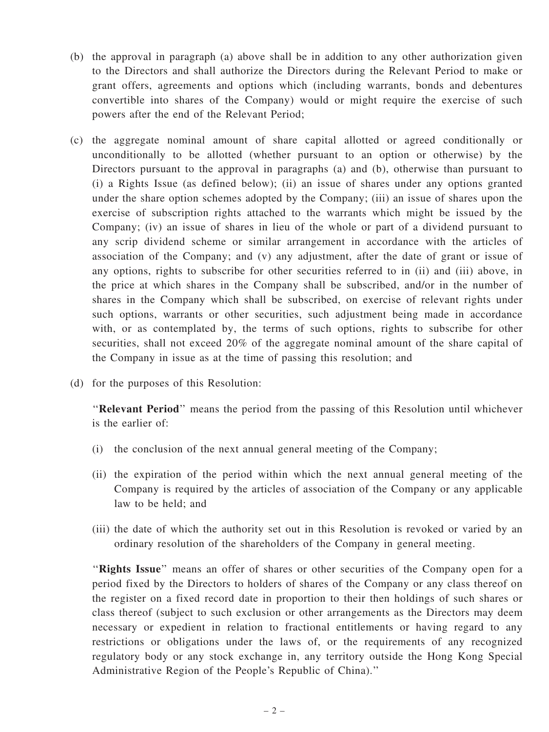(b) the approval in paragraph (a) above shall be in addition to any other authorization given to the Directors and shall authorize the Directors during the Relevant Period to make or grant offers, agreements and options which (including warrants, bonds and debentures convertible into shares of the Company) would or might require the exercise of such powers after the end of the Relevant Period;

(c) the aggregate nominal amount of share capital allotted or agreed conditionally or unconditionally to be allotted (whether pursuant to an option or otherwise) by the Directors pursuant to the approval in paragraphs (a) and (b), otherwise than pursuant to (i) a Rights Issue (as defined below); (ii) an issue of shares under any options granted under the share option schemes adopted by the Company; (iii) an issue of shares upon the exercise of subscription rights attached to the warrants which might be issued by the Company; (iv) an issue of shares in lieu of the whole or part of a dividend pursuant to any scrip dividend scheme or similar arrangement in accordance with the articles of association of the Company; and (v) any adjustment, after the date of grant or issue of any options, rights to subscribe for other securities referred to in (ii) and (iii) above, in the price at which shares in the Company shall be subscribed, and/or in the number of shares in the Company which shall be subscribed, on exercise of relevant rights under such options, warrants or other securities, such adjustment being made in accordance with, or as contemplated by, the terms of such options, rights to subscribe for other securities, shall not exceed 20% of the aggregate nominal amount of the share capital of the Company in issue as at the time of passing this resolution; and

(d) for the purposes of this Resolution:

"**Relevant Period**" means the period from the passing of this Resolution until whichever is the earlier of:

(i) the conclusion of the next annual general meeting of the Company;

(ii) the expiration of the period within which the next annual general meeting of the Company is required by the articles of association of the Company or any applicable law to be held; and

(iii) the date of which the authority set out in this Resolution is revoked or varied by an ordinary resolution of the shareholders of the Company in general meeting.

"**Rights Issue**" means an offer of shares or other securities of the Company open for a period fixed by the Directors to holders of shares of the Company or any class thereof on the register on a fixed record date in proportion to their then holdings of such shares or class thereof (subject to such exclusion or other arrangements as the Directors may deem necessary or expedient in relation to fractional entitlements or having regard to any restrictions or obligations under the laws of, or the requirements of any recognized regulatory body or any stock exchange in, any territory outside the Hong Kong Special Administrative Region of the People's Republic of China)."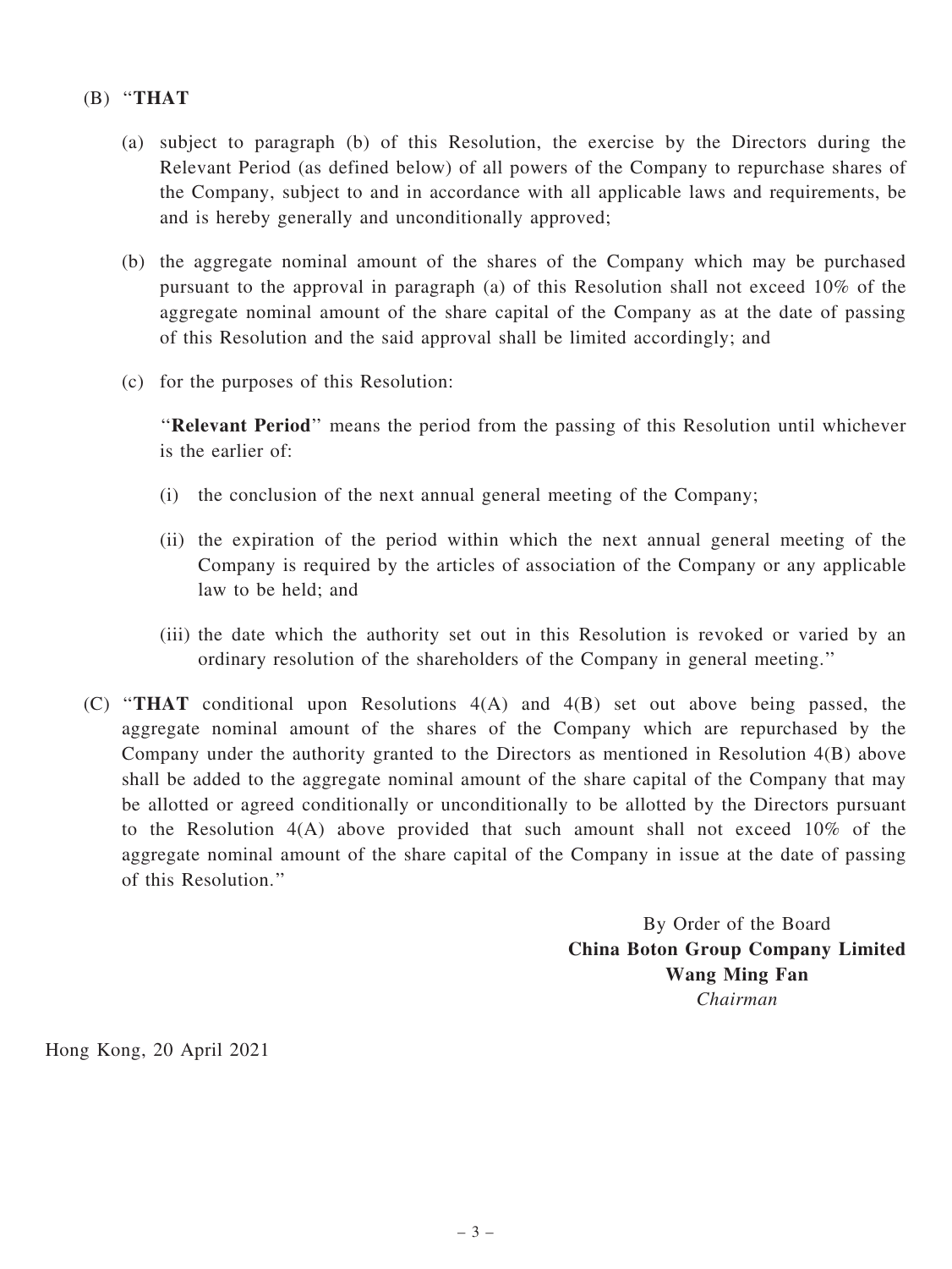(B) "**THAT**

(a) subject to paragraph (b) of this Resolution, the exercise by the Directors during the Relevant Period (as defined below) of all powers of the Company to repurchase shares of the Company, subject to and in accordance with all applicable laws and requirements, be and is hereby generally and unconditionally approved;

(b) the aggregate nominal amount of the shares of the Company which may be purchased pursuant to the approval in paragraph (a) of this Resolution shall not exceed 10% of the aggregate nominal amount of the share capital of the Company as at the date of passing of this Resolution and the said approval shall be limited accordingly; and

(c) for the purposes of this Resolution:

"**Relevant Period**" means the period from the passing of this Resolution until whichever is the earlier of:

(i) the conclusion of the next annual general meeting of the Company;

(ii) the expiration of the period within which the next annual general meeting of the Company is required by the articles of association of the Company or any applicable law to be held; and

(iii) the date which the authority set out in this Resolution is revoked or varied by an ordinary resolution of the shareholders of the Company in general meeting."

(C) "**THAT** conditional upon Resolutions 4(A) and 4(B) set out above being passed, the aggregate nominal amount of the shares of the Company which are repurchased by the Company under the authority granted to the Directors as mentioned in Resolution 4(B) above shall be added to the aggregate nominal amount of the share capital of the Company that may be allotted or agreed conditionally or unconditionally to be allotted by the Directors pursuant to the Resolution 4(A) above provided that such amount shall not exceed 10% of the aggregate nominal amount of the share capital of the Company in issue at the date of passing of this Resolution."

By Order of the Board
**China Boton Group Company Limited**
**Wang Ming Fan**
*Chairman*

Hong Kong, 20 April 2021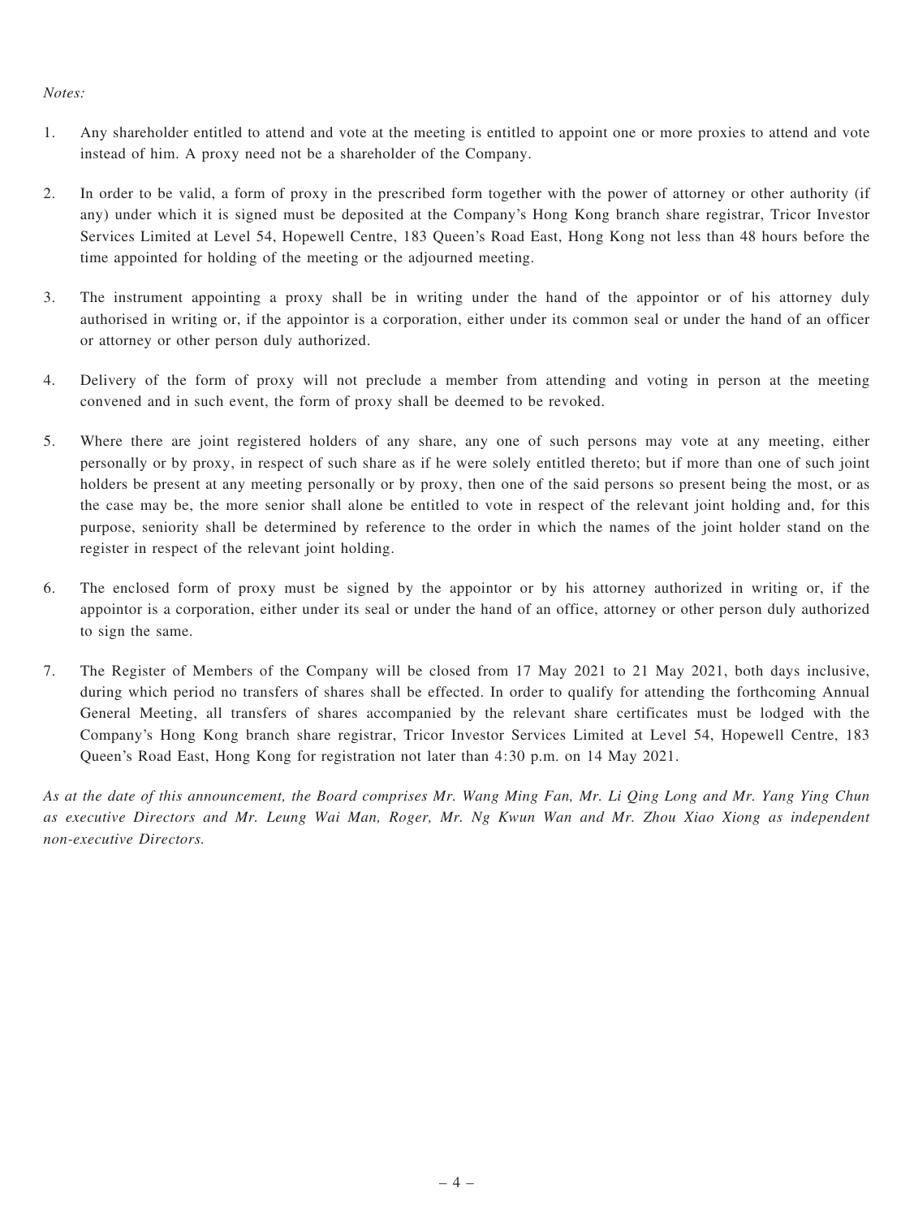*Notes:*

1. Any shareholder entitled to attend and vote at the meeting is entitled to appoint one or more proxies to attend and vote instead of him. A proxy need not be a shareholder of the Company.

2. In order to be valid, a form of proxy in the prescribed form together with the power of attorney or other authority (if any) under which it is signed must be deposited at the Company's Hong Kong branch share registrar, Tricor Investor Services Limited at Level 54, Hopewell Centre, 183 Queen's Road East, Hong Kong not less than 48 hours before the time appointed for holding of the meeting or the adjourned meeting.

3. The instrument appointing a proxy shall be in writing under the hand of the appointor or of his attorney duly authorised in writing or, if the appointor is a corporation, either under its common seal or under the hand of an officer or attorney or other person duly authorized.

4. Delivery of the form of proxy will not preclude a member from attending and voting in person at the meeting convened and in such event, the form of proxy shall be deemed to be revoked.

5. Where there are joint registered holders of any share, any one of such persons may vote at any meeting, either personally or by proxy, in respect of such share as if he were solely entitled thereto; but if more than one of such joint holders be present at any meeting personally or by proxy, then one of the said persons so present being the most, or as the case may be, the more senior shall alone be entitled to vote in respect of the relevant joint holding and, for this purpose, seniority shall be determined by reference to the order in which the names of the joint holder stand on the register in respect of the relevant joint holding.

6. The enclosed form of proxy must be signed by the appointor or by his attorney authorized in writing or, if the appointor is a corporation, either under its seal or under the hand of an office, attorney or other person duly authorized to sign the same.

7. The Register of Members of the Company will be closed from 17 May 2021 to 21 May 2021, both days inclusive, during which period no transfers of shares shall be effected. In order to qualify for attending the forthcoming Annual General Meeting, all transfers of shares accompanied by the relevant share certificates must be lodged with the Company's Hong Kong branch share registrar, Tricor Investor Services Limited at Level 54, Hopewell Centre, 183 Queen's Road East, Hong Kong for registration not later than 4:30 p.m. on 14 May 2021.

*As at the date of this announcement, the Board comprises Mr. Wang Ming Fan, Mr. Li Qing Long and Mr. Yang Ying Chun as executive Directors and Mr. Leung Wai Man, Roger, Mr. Ng Kwun Wan and Mr. Zhou Xiao Xiong as independent non-executive Directors.*